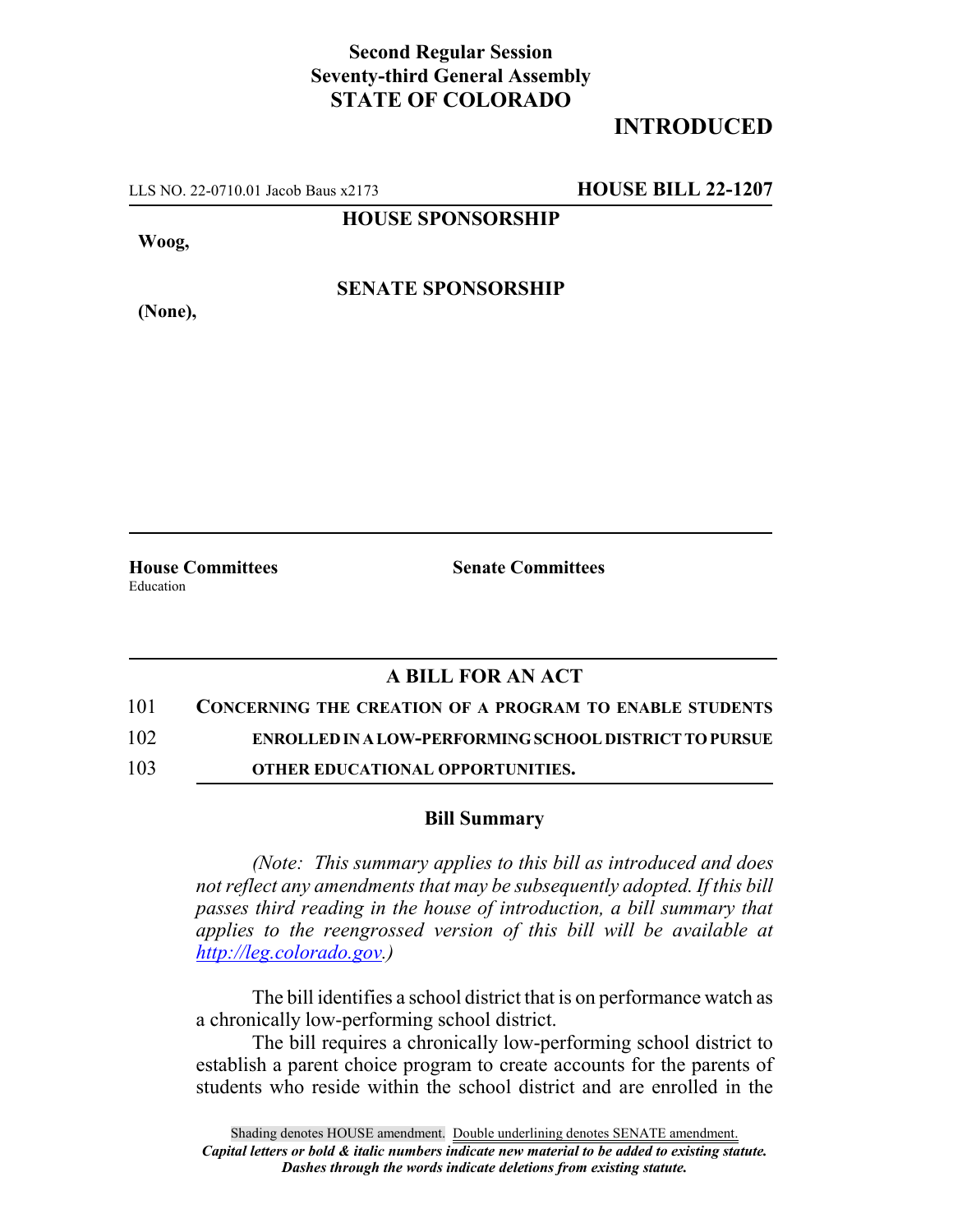**Second Regular Session**
**Seventy-third General Assembly**
**STATE OF COLORADO**

# INTRODUCED

LLS NO. 22-0710.01 Jacob Baus x2173 **HOUSE BILL 22-1207**

**HOUSE SPONSORSHIP**

**Woog,**

**SENATE SPONSORSHIP**

**(None),**

**House Committees**
Education

**Senate Committees**

## A BILL FOR AN ACT

101 **CONCERNING THE CREATION OF A PROGRAM TO ENABLE STUDENTS**
102 **ENROLLED IN A LOW-PERFORMING SCHOOL DISTRICT TO PURSUE**
103 **OTHER EDUCATIONAL OPPORTUNITIES.**

### Bill Summary

*(Note: This summary applies to this bill as introduced and does not reflect any amendments that may be subsequently adopted. If this bill passes third reading in the house of introduction, a bill summary that applies to the reengrossed version of this bill will be available at http://leg.colorado.gov.)*

The bill identifies a school district that is on performance watch as a chronically low-performing school district.

The bill requires a chronically low-performing school district to establish a parent choice program to create accounts for the parents of students who reside within the school district and are enrolled in the

Shading denotes HOUSE amendment. Double underlining denotes SENATE amendment.
***Capital letters or bold & italic numbers indicate new material to be added to existing statute.***
***Dashes through the words indicate deletions from existing statute.***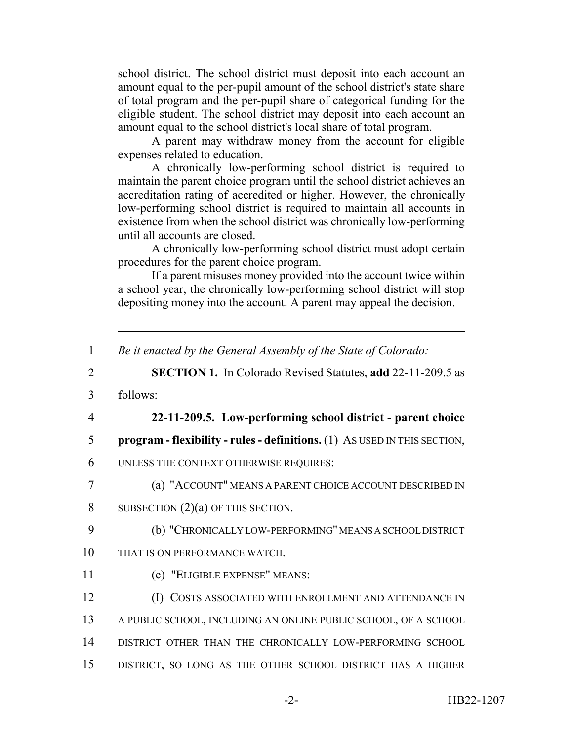school district. The school district must deposit into each account an amount equal to the per-pupil amount of the school district's state share of total program and the per-pupil share of categorical funding for the eligible student. The school district may deposit into each account an amount equal to the school district's local share of total program.

A parent may withdraw money from the account for eligible expenses related to education.

A chronically low-performing school district is required to maintain the parent choice program until the school district achieves an accreditation rating of accredited or higher. However, the chronically low-performing school district is required to maintain all accounts in existence from when the school district was chronically low-performing until all accounts are closed.

A chronically low-performing school district must adopt certain procedures for the parent choice program.

If a parent misuses money provided into the account twice within a school year, the chronically low-performing school district will stop depositing money into the account. A parent may appeal the decision.

---

1 *Be it enacted by the General Assembly of the State of Colorado:*

2 **SECTION 1.** In Colorado Revised Statutes, **add** 22-11-209.5 as

3 follows:

4 **22-11-209.5. Low-performing school district - parent choice**

5 **program - flexibility - rules - definitions.** (1) AS USED IN THIS SECTION,

6 UNLESS THE CONTEXT OTHERWISE REQUIRES:

7 (a) "ACCOUNT" MEANS A PARENT CHOICE ACCOUNT DESCRIBED IN

8 SUBSECTION (2)(a) OF THIS SECTION.

9 (b) "CHRONICALLY LOW-PERFORMING" MEANS A SCHOOL DISTRICT

10 THAT IS ON PERFORMANCE WATCH.

11 (c) "ELIGIBLE EXPENSE" MEANS:

12 (I) COSTS ASSOCIATED WITH ENROLLMENT AND ATTENDANCE IN

13 A PUBLIC SCHOOL, INCLUDING AN ONLINE PUBLIC SCHOOL, OF A SCHOOL

14 DISTRICT OTHER THAN THE CHRONICALLY LOW-PERFORMING SCHOOL

15 DISTRICT, SO LONG AS THE OTHER SCHOOL DISTRICT HAS A HIGHER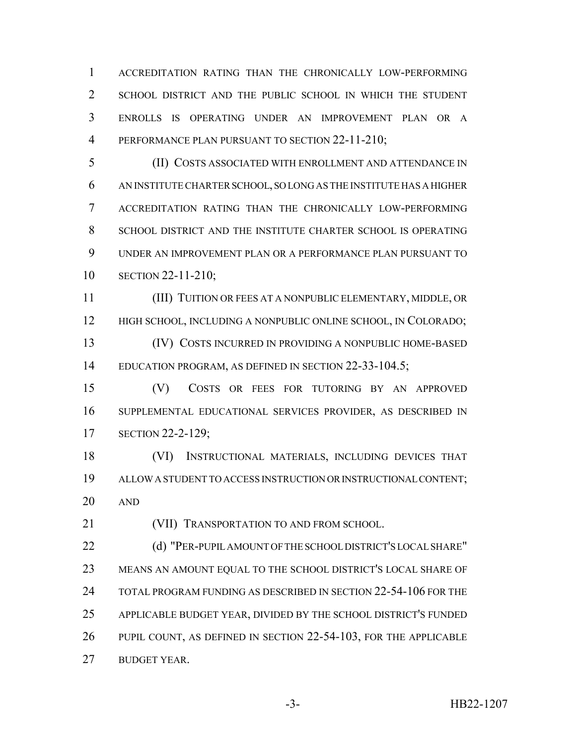ACCREDITATION RATING THAN THE CHRONICALLY LOW-PERFORMING SCHOOL DISTRICT AND THE PUBLIC SCHOOL IN WHICH THE STUDENT ENROLLS IS OPERATING UNDER AN IMPROVEMENT PLAN OR A PERFORMANCE PLAN PURSUANT TO SECTION 22-11-210;

(II) COSTS ASSOCIATED WITH ENROLLMENT AND ATTENDANCE IN AN INSTITUTE CHARTER SCHOOL, SO LONG AS THE INSTITUTE HAS A HIGHER ACCREDITATION RATING THAN THE CHRONICALLY LOW-PERFORMING SCHOOL DISTRICT AND THE INSTITUTE CHARTER SCHOOL IS OPERATING UNDER AN IMPROVEMENT PLAN OR A PERFORMANCE PLAN PURSUANT TO SECTION 22-11-210;

(III) TUITION OR FEES AT A NONPUBLIC ELEMENTARY, MIDDLE, OR HIGH SCHOOL, INCLUDING A NONPUBLIC ONLINE SCHOOL, IN COLORADO;

(IV) COSTS INCURRED IN PROVIDING A NONPUBLIC HOME-BASED EDUCATION PROGRAM, AS DEFINED IN SECTION 22-33-104.5;

(V) COSTS OR FEES FOR TUTORING BY AN APPROVED SUPPLEMENTAL EDUCATIONAL SERVICES PROVIDER, AS DESCRIBED IN SECTION 22-2-129;

(VI) INSTRUCTIONAL MATERIALS, INCLUDING DEVICES THAT ALLOW A STUDENT TO ACCESS INSTRUCTION OR INSTRUCTIONAL CONTENT; AND

(VII) TRANSPORTATION TO AND FROM SCHOOL.

(d) "PER-PUPIL AMOUNT OF THE SCHOOL DISTRICT'S LOCAL SHARE" MEANS AN AMOUNT EQUAL TO THE SCHOOL DISTRICT'S LOCAL SHARE OF TOTAL PROGRAM FUNDING AS DESCRIBED IN SECTION 22-54-106 FOR THE APPLICABLE BUDGET YEAR, DIVIDED BY THE SCHOOL DISTRICT'S FUNDED PUPIL COUNT, AS DEFINED IN SECTION 22-54-103, FOR THE APPLICABLE BUDGET YEAR.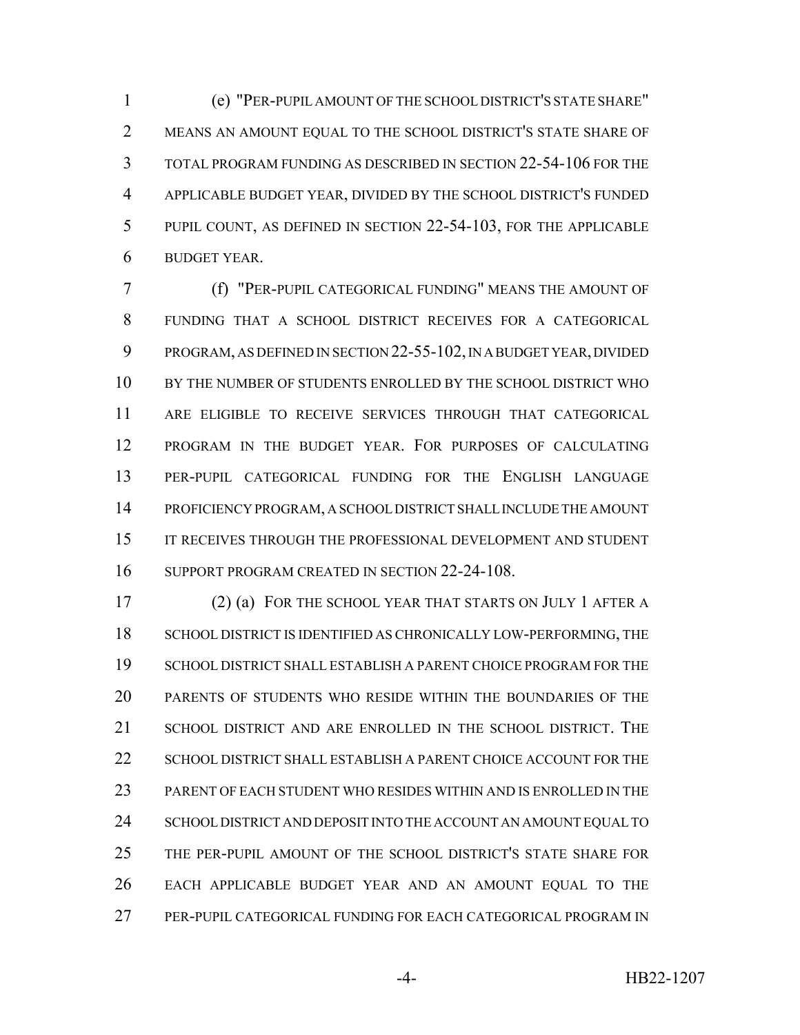(e) "PER-PUPIL AMOUNT OF THE SCHOOL DISTRICT'S STATE SHARE" MEANS AN AMOUNT EQUAL TO THE SCHOOL DISTRICT'S STATE SHARE OF TOTAL PROGRAM FUNDING AS DESCRIBED IN SECTION 22-54-106 FOR THE APPLICABLE BUDGET YEAR, DIVIDED BY THE SCHOOL DISTRICT'S FUNDED PUPIL COUNT, AS DEFINED IN SECTION 22-54-103, FOR THE APPLICABLE BUDGET YEAR.

(f) "PER-PUPIL CATEGORICAL FUNDING" MEANS THE AMOUNT OF FUNDING THAT A SCHOOL DISTRICT RECEIVES FOR A CATEGORICAL PROGRAM, AS DEFINED IN SECTION 22-55-102, IN A BUDGET YEAR, DIVIDED BY THE NUMBER OF STUDENTS ENROLLED BY THE SCHOOL DISTRICT WHO ARE ELIGIBLE TO RECEIVE SERVICES THROUGH THAT CATEGORICAL PROGRAM IN THE BUDGET YEAR. FOR PURPOSES OF CALCULATING PER-PUPIL CATEGORICAL FUNDING FOR THE ENGLISH LANGUAGE PROFICIENCY PROGRAM, A SCHOOL DISTRICT SHALL INCLUDE THE AMOUNT IT RECEIVES THROUGH THE PROFESSIONAL DEVELOPMENT AND STUDENT SUPPORT PROGRAM CREATED IN SECTION 22-24-108.

(2) (a) FOR THE SCHOOL YEAR THAT STARTS ON JULY 1 AFTER A SCHOOL DISTRICT IS IDENTIFIED AS CHRONICALLY LOW-PERFORMING, THE SCHOOL DISTRICT SHALL ESTABLISH A PARENT CHOICE PROGRAM FOR THE PARENTS OF STUDENTS WHO RESIDE WITHIN THE BOUNDARIES OF THE SCHOOL DISTRICT AND ARE ENROLLED IN THE SCHOOL DISTRICT. THE SCHOOL DISTRICT SHALL ESTABLISH A PARENT CHOICE ACCOUNT FOR THE PARENT OF EACH STUDENT WHO RESIDES WITHIN AND IS ENROLLED IN THE SCHOOL DISTRICT AND DEPOSIT INTO THE ACCOUNT AN AMOUNT EQUAL TO THE PER-PUPIL AMOUNT OF THE SCHOOL DISTRICT'S STATE SHARE FOR EACH APPLICABLE BUDGET YEAR AND AN AMOUNT EQUAL TO THE PER-PUPIL CATEGORICAL FUNDING FOR EACH CATEGORICAL PROGRAM IN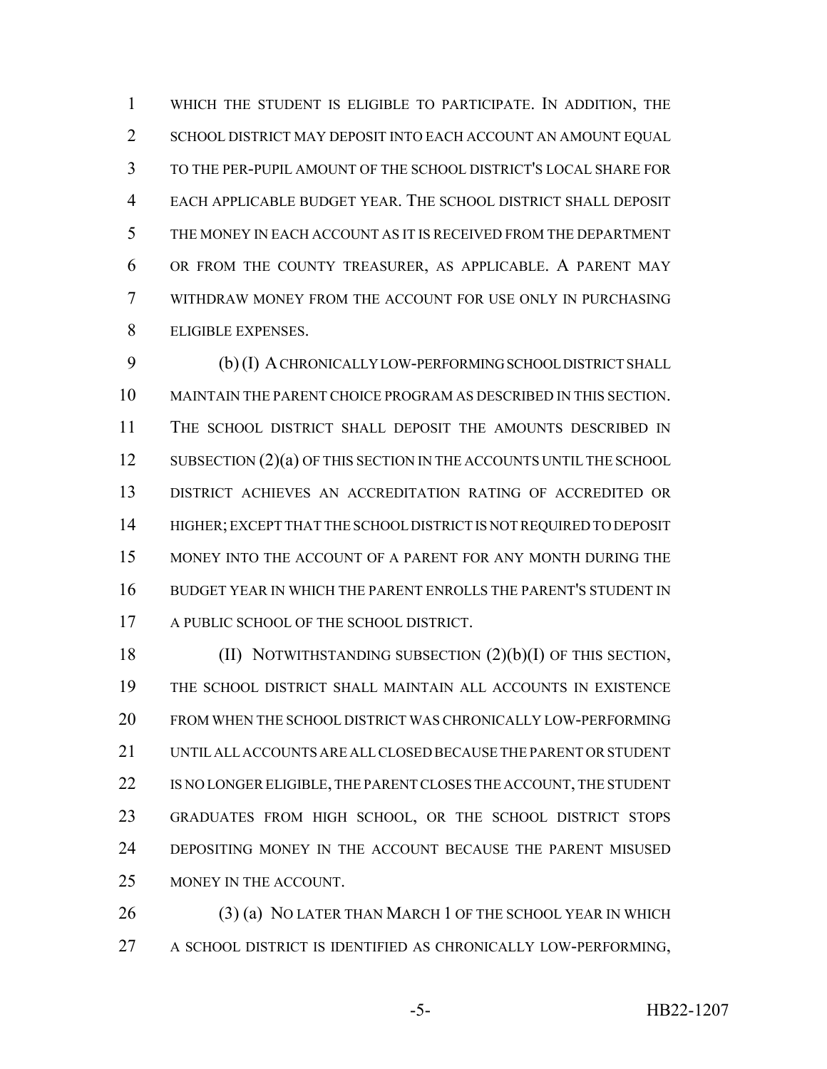WHICH THE STUDENT IS ELIGIBLE TO PARTICIPATE. IN ADDITION, THE SCHOOL DISTRICT MAY DEPOSIT INTO EACH ACCOUNT AN AMOUNT EQUAL TO THE PER-PUPIL AMOUNT OF THE SCHOOL DISTRICT'S LOCAL SHARE FOR EACH APPLICABLE BUDGET YEAR. THE SCHOOL DISTRICT SHALL DEPOSIT THE MONEY IN EACH ACCOUNT AS IT IS RECEIVED FROM THE DEPARTMENT OR FROM THE COUNTY TREASURER, AS APPLICABLE. A PARENT MAY WITHDRAW MONEY FROM THE ACCOUNT FOR USE ONLY IN PURCHASING ELIGIBLE EXPENSES.

(b) (I) A CHRONICALLY LOW-PERFORMING SCHOOL DISTRICT SHALL MAINTAIN THE PARENT CHOICE PROGRAM AS DESCRIBED IN THIS SECTION. THE SCHOOL DISTRICT SHALL DEPOSIT THE AMOUNTS DESCRIBED IN SUBSECTION (2)(a) OF THIS SECTION IN THE ACCOUNTS UNTIL THE SCHOOL DISTRICT ACHIEVES AN ACCREDITATION RATING OF ACCREDITED OR HIGHER; EXCEPT THAT THE SCHOOL DISTRICT IS NOT REQUIRED TO DEPOSIT MONEY INTO THE ACCOUNT OF A PARENT FOR ANY MONTH DURING THE BUDGET YEAR IN WHICH THE PARENT ENROLLS THE PARENT'S STUDENT IN A PUBLIC SCHOOL OF THE SCHOOL DISTRICT.

(II) NOTWITHSTANDING SUBSECTION (2)(b)(I) OF THIS SECTION, THE SCHOOL DISTRICT SHALL MAINTAIN ALL ACCOUNTS IN EXISTENCE FROM WHEN THE SCHOOL DISTRICT WAS CHRONICALLY LOW-PERFORMING UNTIL ALL ACCOUNTS ARE ALL CLOSED BECAUSE THE PARENT OR STUDENT IS NO LONGER ELIGIBLE, THE PARENT CLOSES THE ACCOUNT, THE STUDENT GRADUATES FROM HIGH SCHOOL, OR THE SCHOOL DISTRICT STOPS DEPOSITING MONEY IN THE ACCOUNT BECAUSE THE PARENT MISUSED MONEY IN THE ACCOUNT.

(3) (a) NO LATER THAN MARCH 1 OF THE SCHOOL YEAR IN WHICH A SCHOOL DISTRICT IS IDENTIFIED AS CHRONICALLY LOW-PERFORMING,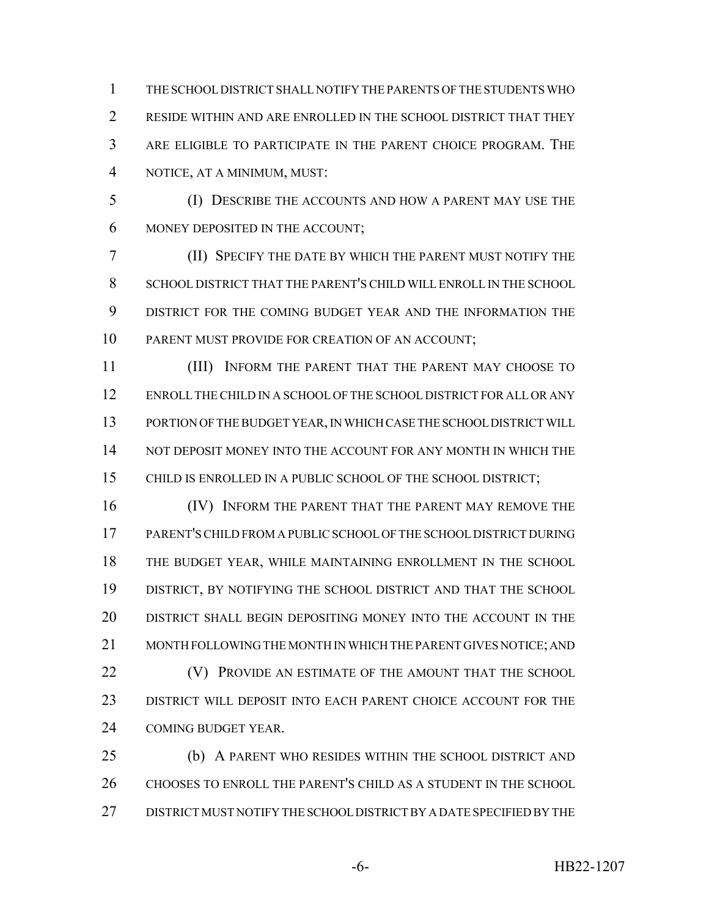THE SCHOOL DISTRICT SHALL NOTIFY THE PARENTS OF THE STUDENTS WHO RESIDE WITHIN AND ARE ENROLLED IN THE SCHOOL DISTRICT THAT THEY ARE ELIGIBLE TO PARTICIPATE IN THE PARENT CHOICE PROGRAM. THE NOTICE, AT A MINIMUM, MUST:

(I) DESCRIBE THE ACCOUNTS AND HOW A PARENT MAY USE THE MONEY DEPOSITED IN THE ACCOUNT;

(II) SPECIFY THE DATE BY WHICH THE PARENT MUST NOTIFY THE SCHOOL DISTRICT THAT THE PARENT'S CHILD WILL ENROLL IN THE SCHOOL DISTRICT FOR THE COMING BUDGET YEAR AND THE INFORMATION THE PARENT MUST PROVIDE FOR CREATION OF AN ACCOUNT;

(III) INFORM THE PARENT THAT THE PARENT MAY CHOOSE TO ENROLL THE CHILD IN A SCHOOL OF THE SCHOOL DISTRICT FOR ALL OR ANY PORTION OF THE BUDGET YEAR, IN WHICH CASE THE SCHOOL DISTRICT WILL NOT DEPOSIT MONEY INTO THE ACCOUNT FOR ANY MONTH IN WHICH THE CHILD IS ENROLLED IN A PUBLIC SCHOOL OF THE SCHOOL DISTRICT;

(IV) INFORM THE PARENT THAT THE PARENT MAY REMOVE THE PARENT'S CHILD FROM A PUBLIC SCHOOL OF THE SCHOOL DISTRICT DURING THE BUDGET YEAR, WHILE MAINTAINING ENROLLMENT IN THE SCHOOL DISTRICT, BY NOTIFYING THE SCHOOL DISTRICT AND THAT THE SCHOOL DISTRICT SHALL BEGIN DEPOSITING MONEY INTO THE ACCOUNT IN THE MONTH FOLLOWING THE MONTH IN WHICH THE PARENT GIVES NOTICE; AND

(V) PROVIDE AN ESTIMATE OF THE AMOUNT THAT THE SCHOOL DISTRICT WILL DEPOSIT INTO EACH PARENT CHOICE ACCOUNT FOR THE COMING BUDGET YEAR.

(b) A PARENT WHO RESIDES WITHIN THE SCHOOL DISTRICT AND CHOOSES TO ENROLL THE PARENT'S CHILD AS A STUDENT IN THE SCHOOL DISTRICT MUST NOTIFY THE SCHOOL DISTRICT BY A DATE SPECIFIED BY THE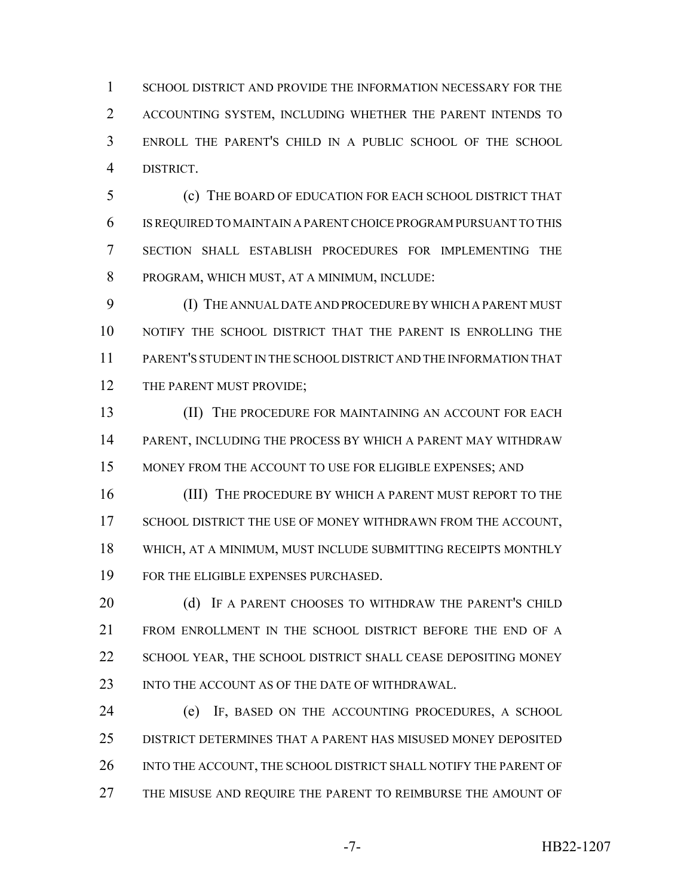SCHOOL DISTRICT AND PROVIDE THE INFORMATION NECESSARY FOR THE ACCOUNTING SYSTEM, INCLUDING WHETHER THE PARENT INTENDS TO ENROLL THE PARENT'S CHILD IN A PUBLIC SCHOOL OF THE SCHOOL DISTRICT.

(c) THE BOARD OF EDUCATION FOR EACH SCHOOL DISTRICT THAT IS REQUIRED TO MAINTAIN A PARENT CHOICE PROGRAM PURSUANT TO THIS SECTION SHALL ESTABLISH PROCEDURES FOR IMPLEMENTING THE PROGRAM, WHICH MUST, AT A MINIMUM, INCLUDE:

(I) THE ANNUAL DATE AND PROCEDURE BY WHICH A PARENT MUST NOTIFY THE SCHOOL DISTRICT THAT THE PARENT IS ENROLLING THE PARENT'S STUDENT IN THE SCHOOL DISTRICT AND THE INFORMATION THAT THE PARENT MUST PROVIDE;

(II) THE PROCEDURE FOR MAINTAINING AN ACCOUNT FOR EACH PARENT, INCLUDING THE PROCESS BY WHICH A PARENT MAY WITHDRAW MONEY FROM THE ACCOUNT TO USE FOR ELIGIBLE EXPENSES; AND

(III) THE PROCEDURE BY WHICH A PARENT MUST REPORT TO THE SCHOOL DISTRICT THE USE OF MONEY WITHDRAWN FROM THE ACCOUNT, WHICH, AT A MINIMUM, MUST INCLUDE SUBMITTING RECEIPTS MONTHLY FOR THE ELIGIBLE EXPENSES PURCHASED.

(d) IF A PARENT CHOOSES TO WITHDRAW THE PARENT'S CHILD FROM ENROLLMENT IN THE SCHOOL DISTRICT BEFORE THE END OF A SCHOOL YEAR, THE SCHOOL DISTRICT SHALL CEASE DEPOSITING MONEY INTO THE ACCOUNT AS OF THE DATE OF WITHDRAWAL.

(e) IF, BASED ON THE ACCOUNTING PROCEDURES, A SCHOOL DISTRICT DETERMINES THAT A PARENT HAS MISUSED MONEY DEPOSITED INTO THE ACCOUNT, THE SCHOOL DISTRICT SHALL NOTIFY THE PARENT OF THE MISUSE AND REQUIRE THE PARENT TO REIMBURSE THE AMOUNT OF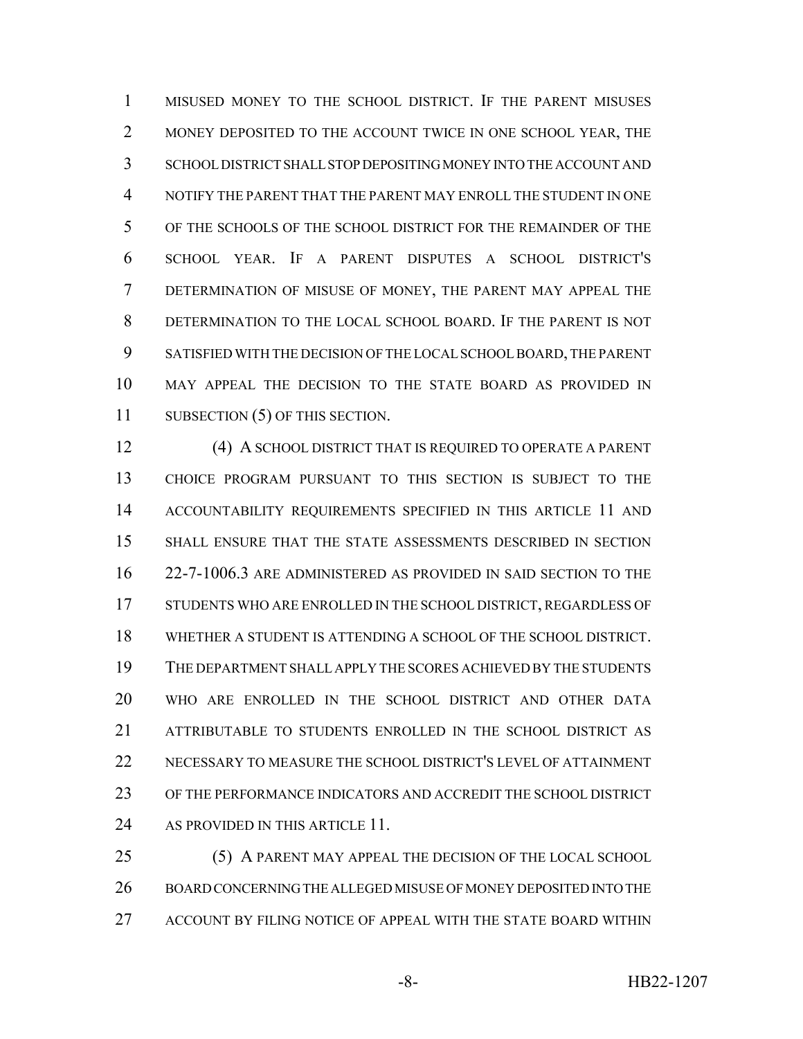MISUSED MONEY TO THE SCHOOL DISTRICT. IF THE PARENT MISUSES MONEY DEPOSITED TO THE ACCOUNT TWICE IN ONE SCHOOL YEAR, THE SCHOOL DISTRICT SHALL STOP DEPOSITING MONEY INTO THE ACCOUNT AND NOTIFY THE PARENT THAT THE PARENT MAY ENROLL THE STUDENT IN ONE OF THE SCHOOLS OF THE SCHOOL DISTRICT FOR THE REMAINDER OF THE SCHOOL YEAR. IF A PARENT DISPUTES A SCHOOL DISTRICT'S DETERMINATION OF MISUSE OF MONEY, THE PARENT MAY APPEAL THE DETERMINATION TO THE LOCAL SCHOOL BOARD. IF THE PARENT IS NOT SATISFIED WITH THE DECISION OF THE LOCAL SCHOOL BOARD, THE PARENT MAY APPEAL THE DECISION TO THE STATE BOARD AS PROVIDED IN SUBSECTION (5) OF THIS SECTION.

(4) A SCHOOL DISTRICT THAT IS REQUIRED TO OPERATE A PARENT CHOICE PROGRAM PURSUANT TO THIS SECTION IS SUBJECT TO THE ACCOUNTABILITY REQUIREMENTS SPECIFIED IN THIS ARTICLE 11 AND SHALL ENSURE THAT THE STATE ASSESSMENTS DESCRIBED IN SECTION 22-7-1006.3 ARE ADMINISTERED AS PROVIDED IN SAID SECTION TO THE STUDENTS WHO ARE ENROLLED IN THE SCHOOL DISTRICT, REGARDLESS OF WHETHER A STUDENT IS ATTENDING A SCHOOL OF THE SCHOOL DISTRICT. THE DEPARTMENT SHALL APPLY THE SCORES ACHIEVED BY THE STUDENTS WHO ARE ENROLLED IN THE SCHOOL DISTRICT AND OTHER DATA ATTRIBUTABLE TO STUDENTS ENROLLED IN THE SCHOOL DISTRICT AS NECESSARY TO MEASURE THE SCHOOL DISTRICT'S LEVEL OF ATTAINMENT OF THE PERFORMANCE INDICATORS AND ACCREDIT THE SCHOOL DISTRICT AS PROVIDED IN THIS ARTICLE 11.

(5) A PARENT MAY APPEAL THE DECISION OF THE LOCAL SCHOOL BOARD CONCERNING THE ALLEGED MISUSE OF MONEY DEPOSITED INTO THE ACCOUNT BY FILING NOTICE OF APPEAL WITH THE STATE BOARD WITHIN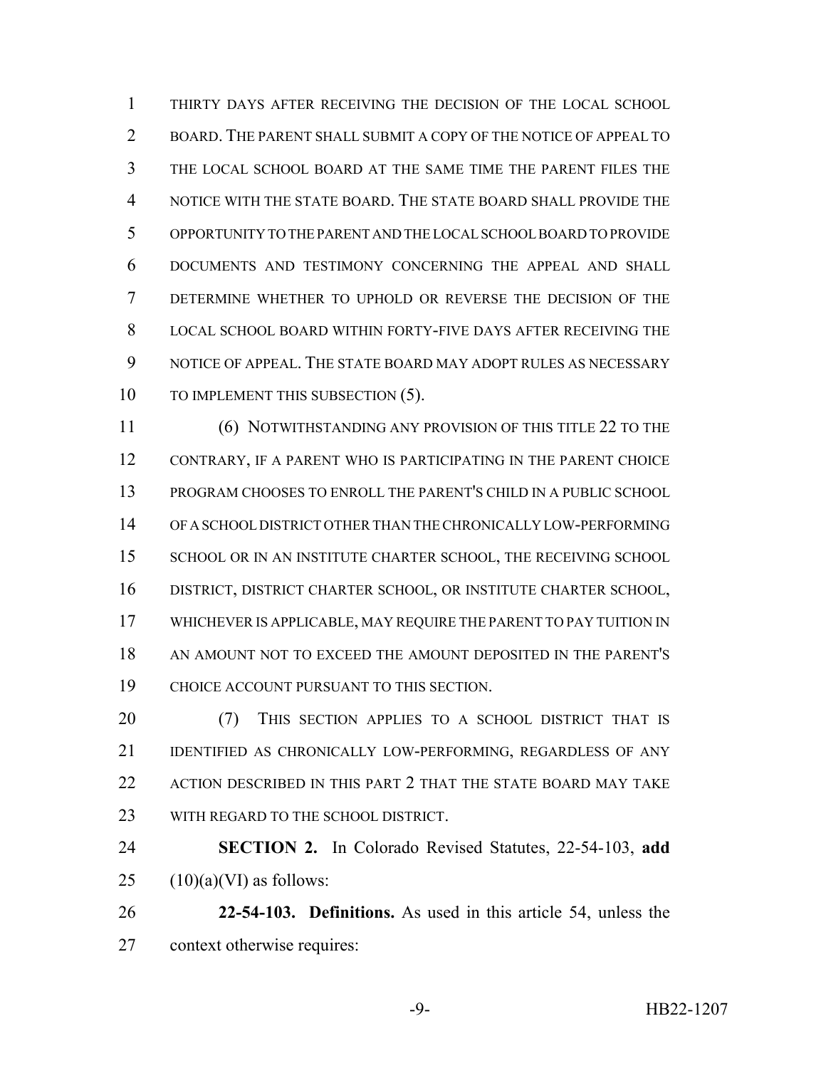THIRTY DAYS AFTER RECEIVING THE DECISION OF THE LOCAL SCHOOL BOARD. THE PARENT SHALL SUBMIT A COPY OF THE NOTICE OF APPEAL TO THE LOCAL SCHOOL BOARD AT THE SAME TIME THE PARENT FILES THE NOTICE WITH THE STATE BOARD. THE STATE BOARD SHALL PROVIDE THE OPPORTUNITY TO THE PARENT AND THE LOCAL SCHOOL BOARD TO PROVIDE DOCUMENTS AND TESTIMONY CONCERNING THE APPEAL AND SHALL DETERMINE WHETHER TO UPHOLD OR REVERSE THE DECISION OF THE LOCAL SCHOOL BOARD WITHIN FORTY-FIVE DAYS AFTER RECEIVING THE NOTICE OF APPEAL. THE STATE BOARD MAY ADOPT RULES AS NECESSARY TO IMPLEMENT THIS SUBSECTION (5).

(6) NOTWITHSTANDING ANY PROVISION OF THIS TITLE 22 TO THE CONTRARY, IF A PARENT WHO IS PARTICIPATING IN THE PARENT CHOICE PROGRAM CHOOSES TO ENROLL THE PARENT'S CHILD IN A PUBLIC SCHOOL OF A SCHOOL DISTRICT OTHER THAN THE CHRONICALLY LOW-PERFORMING SCHOOL OR IN AN INSTITUTE CHARTER SCHOOL, THE RECEIVING SCHOOL DISTRICT, DISTRICT CHARTER SCHOOL, OR INSTITUTE CHARTER SCHOOL, WHICHEVER IS APPLICABLE, MAY REQUIRE THE PARENT TO PAY TUITION IN AN AMOUNT NOT TO EXCEED THE AMOUNT DEPOSITED IN THE PARENT'S CHOICE ACCOUNT PURSUANT TO THIS SECTION.

(7) THIS SECTION APPLIES TO A SCHOOL DISTRICT THAT IS IDENTIFIED AS CHRONICALLY LOW-PERFORMING, REGARDLESS OF ANY ACTION DESCRIBED IN THIS PART 2 THAT THE STATE BOARD MAY TAKE WITH REGARD TO THE SCHOOL DISTRICT.

**SECTION 2.** In Colorado Revised Statutes, 22-54-103, **add** (10)(a)(VI) as follows:

**22-54-103. Definitions.** As used in this article 54, unless the context otherwise requires: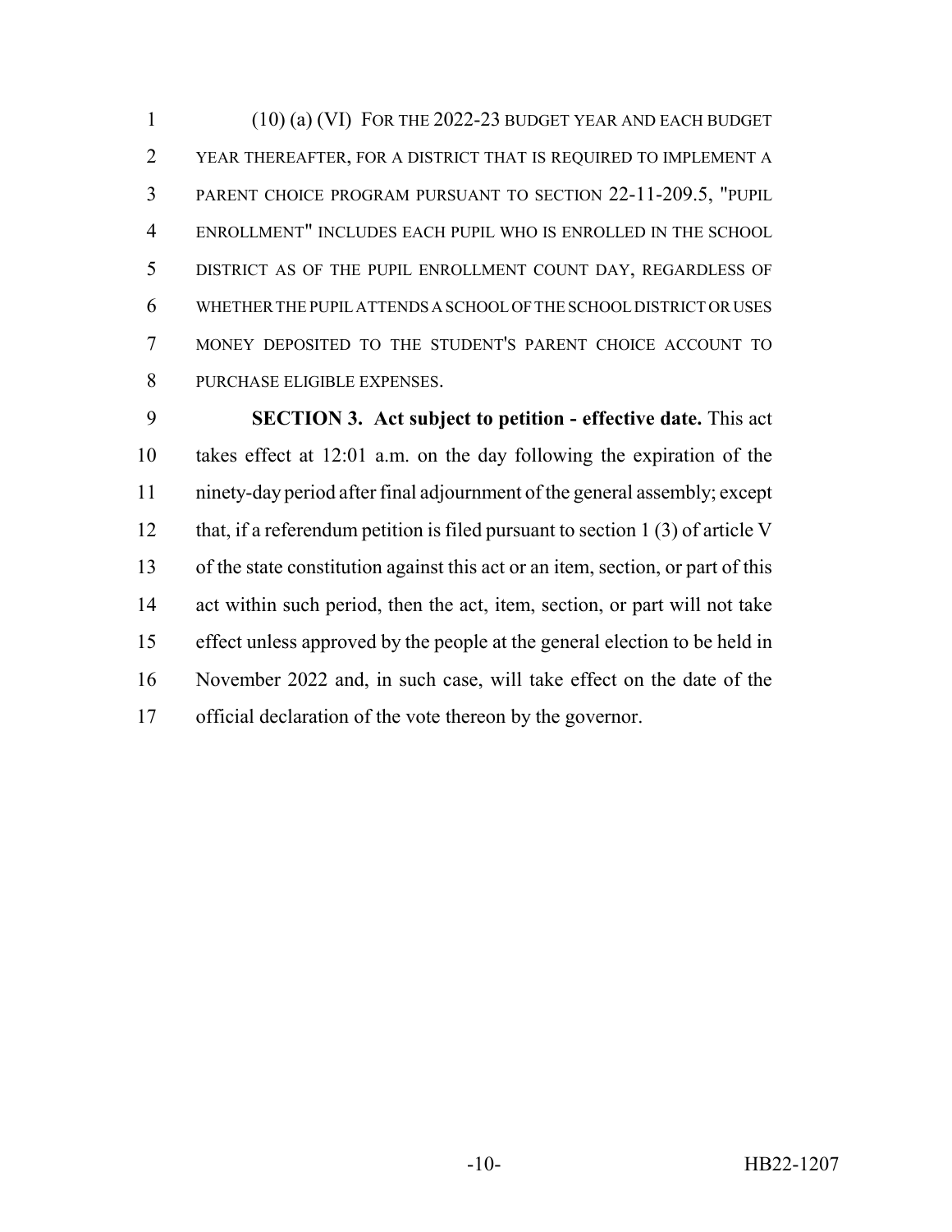(10) (a) (VI) FOR THE 2022-23 BUDGET YEAR AND EACH BUDGET YEAR THEREAFTER, FOR A DISTRICT THAT IS REQUIRED TO IMPLEMENT A PARENT CHOICE PROGRAM PURSUANT TO SECTION 22-11-209.5, "PUPIL ENROLLMENT" INCLUDES EACH PUPIL WHO IS ENROLLED IN THE SCHOOL DISTRICT AS OF THE PUPIL ENROLLMENT COUNT DAY, REGARDLESS OF WHETHER THE PUPIL ATTENDS A SCHOOL OF THE SCHOOL DISTRICT OR USES MONEY DEPOSITED TO THE STUDENT'S PARENT CHOICE ACCOUNT TO PURCHASE ELIGIBLE EXPENSES.

**SECTION 3. Act subject to petition - effective date.** This act takes effect at 12:01 a.m. on the day following the expiration of the ninety-day period after final adjournment of the general assembly; except that, if a referendum petition is filed pursuant to section 1 (3) of article V of the state constitution against this act or an item, section, or part of this act within such period, then the act, item, section, or part will not take effect unless approved by the people at the general election to be held in November 2022 and, in such case, will take effect on the date of the official declaration of the vote thereon by the governor.